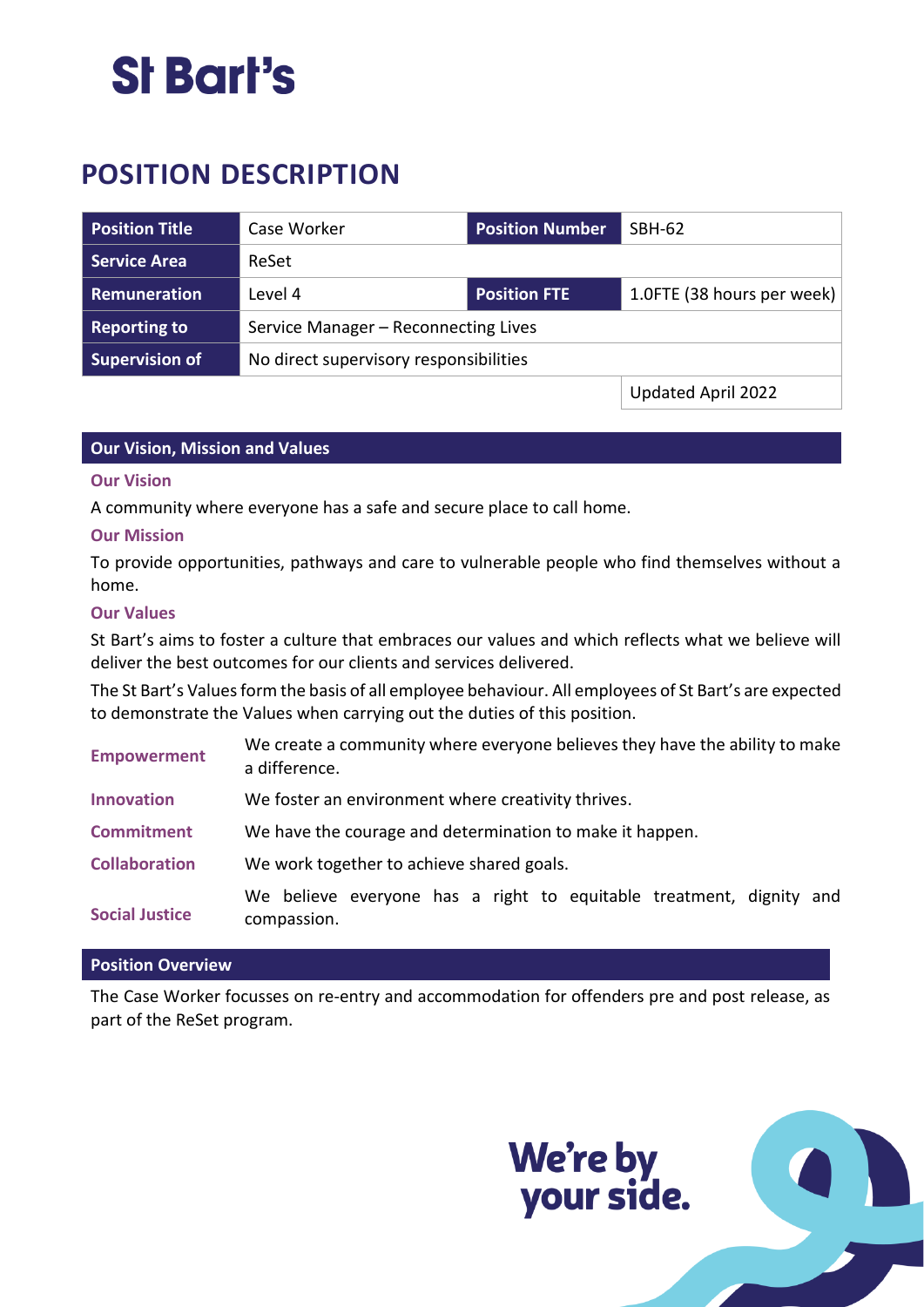St Bart's

# POSITION DESCRIPTION

| Position Title | Case Worker | Position Number | SBH-62 |
|---|---|---|---|
| Service Area | ReSet | | |
| Remuneration | Level 4 | Position FTE | 1.0FTE (38 hours per week) |
| Reporting to | Service Manager – Reconnecting Lives | | |
| Supervision of | No direct supervisory responsibilities | | |
| | | | Updated April 2022 |

## Our Vision, Mission and Values

### Our Vision

A community where everyone has a safe and secure place to call home.

### Our Mission

To provide opportunities, pathways and care to vulnerable people who find themselves without a home.

### Our Values

St Bart's aims to foster a culture that embraces our values and which reflects what we believe will deliver the best outcomes for our clients and services delivered.

The St Bart's Values form the basis of all employee behaviour. All employees of St Bart's are expected to demonstrate the Values when carrying out the duties of this position.

| | |
|---|---|
| **Empowerment** | We create a community where everyone believes they have the ability to make a difference. |
| **Innovation** | We foster an environment where creativity thrives. |
| **Commitment** | We have the courage and determination to make it happen. |
| **Collaboration** | We work together to achieve shared goals. |
| **Social Justice** | We believe everyone has a right to equitable treatment, dignity and compassion. |

## Position Overview

The Case Worker focusses on re-entry and accommodation for offenders pre and post release, as part of the ReSet program.

We're by your side.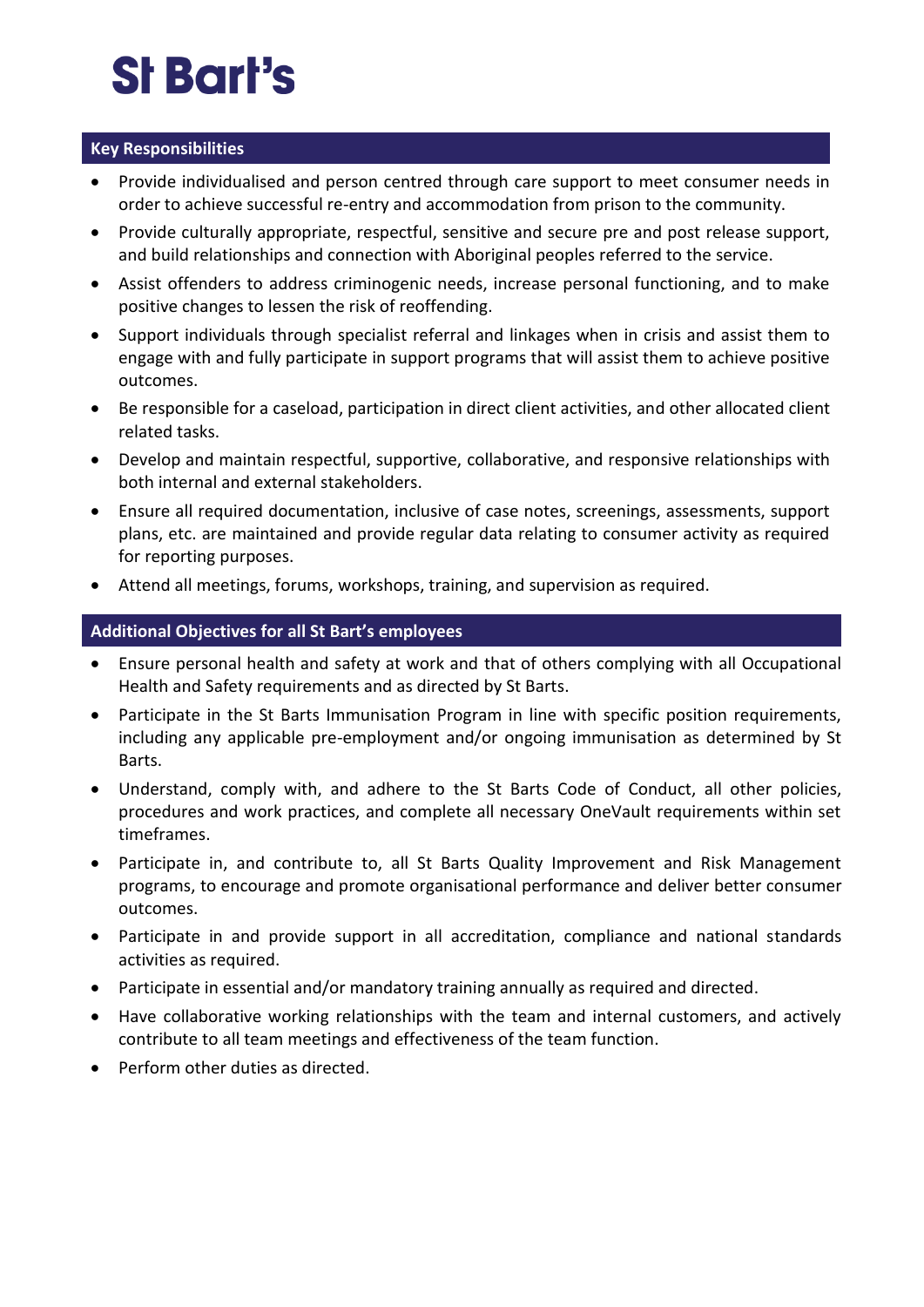## Key Responsibilities

- Provide individualised and person centred through care support to meet consumer needs in order to achieve successful re-entry and accommodation from prison to the community.
- Provide culturally appropriate, respectful, sensitive and secure pre and post release support, and build relationships and connection with Aboriginal peoples referred to the service.
- Assist offenders to address criminogenic needs, increase personal functioning, and to make positive changes to lessen the risk of reoffending.
- Support individuals through specialist referral and linkages when in crisis and assist them to engage with and fully participate in support programs that will assist them to achieve positive outcomes.
- Be responsible for a caseload, participation in direct client activities, and other allocated client related tasks.
- Develop and maintain respectful, supportive, collaborative, and responsive relationships with both internal and external stakeholders.
- Ensure all required documentation, inclusive of case notes, screenings, assessments, support plans, etc. are maintained and provide regular data relating to consumer activity as required for reporting purposes.
- Attend all meetings, forums, workshops, training, and supervision as required.

## Additional Objectives for all St Bart's employees

- Ensure personal health and safety at work and that of others complying with all Occupational Health and Safety requirements and as directed by St Barts.
- Participate in the St Barts Immunisation Program in line with specific position requirements, including any applicable pre-employment and/or ongoing immunisation as determined by St Barts.
- Understand, comply with, and adhere to the St Barts Code of Conduct, all other policies, procedures and work practices, and complete all necessary OneVault requirements within set timeframes.
- Participate in, and contribute to, all St Barts Quality Improvement and Risk Management programs, to encourage and promote organisational performance and deliver better consumer outcomes.
- Participate in and provide support in all accreditation, compliance and national standards activities as required.
- Participate in essential and/or mandatory training annually as required and directed.
- Have collaborative working relationships with the team and internal customers, and actively contribute to all team meetings and effectiveness of the team function.
- Perform other duties as directed.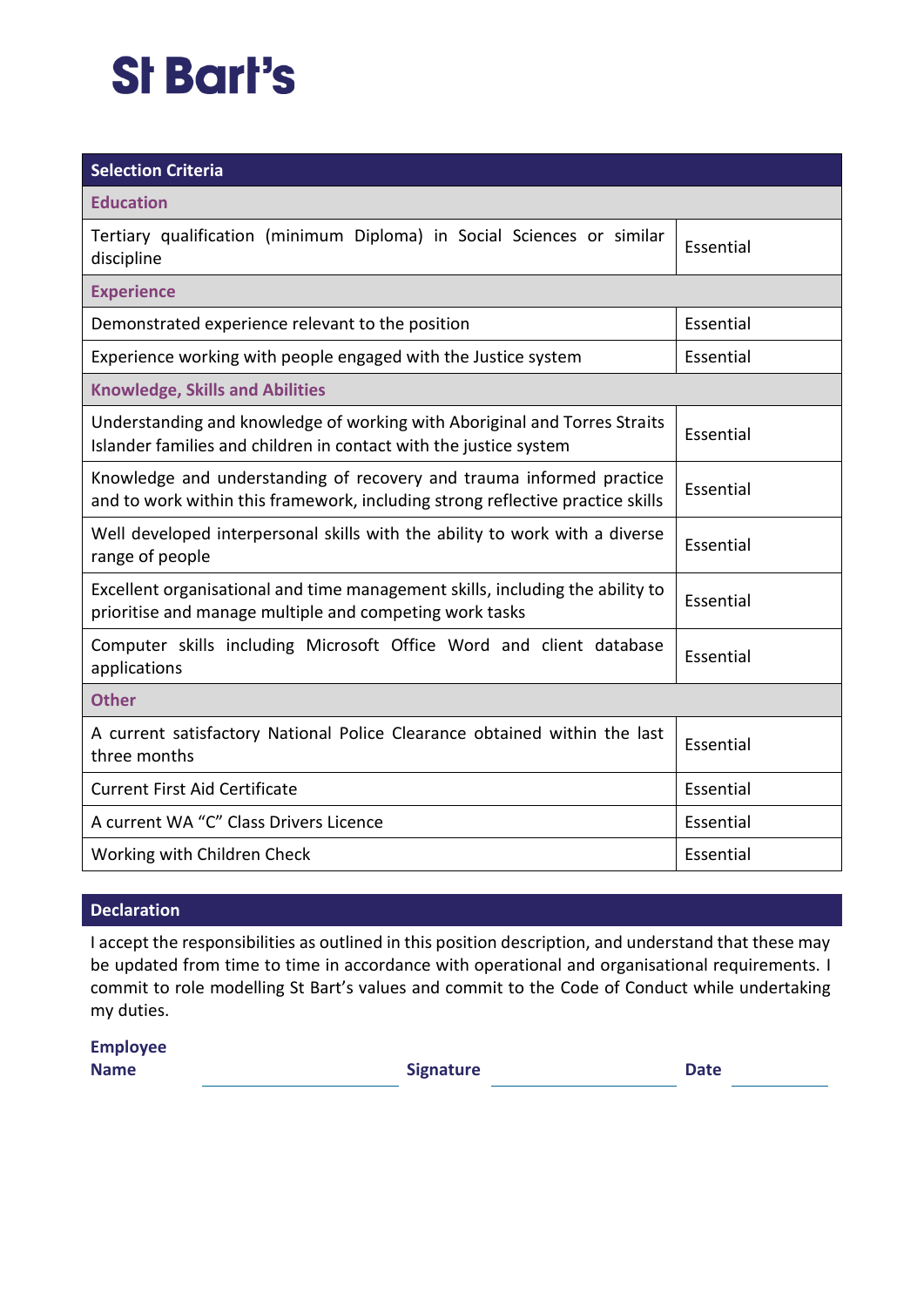St Bart's

| Selection Criteria | |
|---|---|
| **Education** | |
| Tertiary qualification (minimum Diploma) in Social Sciences or similar discipline | Essential |
| **Experience** | |
| Demonstrated experience relevant to the position | Essential |
| Experience working with people engaged with the Justice system | Essential |
| **Knowledge, Skills and Abilities** | |
| Understanding and knowledge of working with Aboriginal and Torres Straits Islander families and children in contact with the justice system | Essential |
| Knowledge and understanding of recovery and trauma informed practice and to work within this framework, including strong reflective practice skills | Essential |
| Well developed interpersonal skills with the ability to work with a diverse range of people | Essential |
| Excellent organisational and time management skills, including the ability to prioritise and manage multiple and competing work tasks | Essential |
| Computer skills including Microsoft Office Word and client database applications | Essential |
| **Other** | |
| A current satisfactory National Police Clearance obtained within the last three months | Essential |
| Current First Aid Certificate | Essential |
| A current WA "C" Class Drivers Licence | Essential |
| Working with Children Check | Essential |

## Declaration

I accept the responsibilities as outlined in this position description, and understand that these may be updated from time to time in accordance with operational and organisational requirements. I commit to role modelling St Bart's values and commit to the Code of Conduct while undertaking my duties.

**Employee Name** ____________________ **Signature** ____________________ **Date** ____________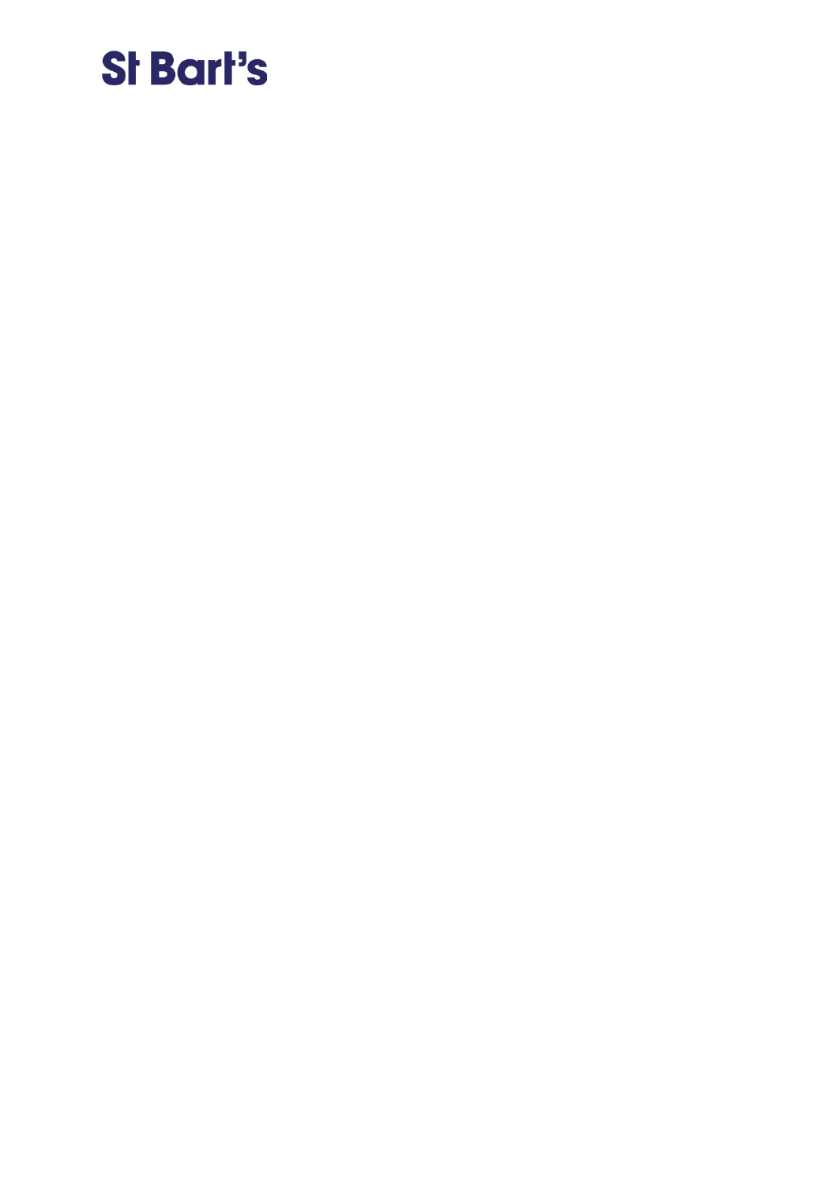St Bart's